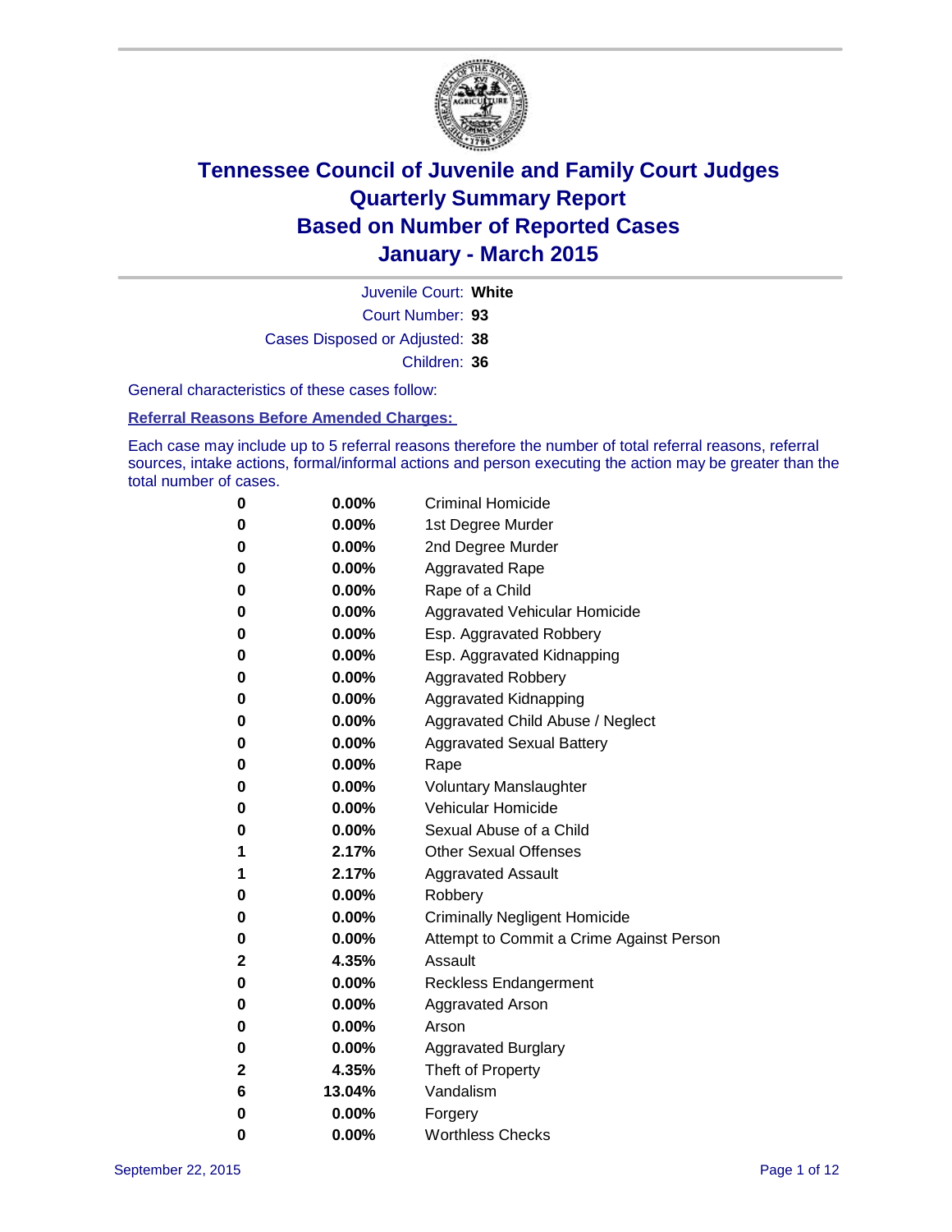# Tennessee Council of Juvenile and Family Court Judges
# Quarterly Summary Report
# Based on Number of Reported Cases
# January - March 2015

Juvenile Court: **White**

Court Number: **93**

Cases Disposed or Adjusted: **38**

Children: **36**

General characteristics of these cases follow:

**Referral Reasons Before Amended Charges:**

Each case may include up to 5 referral reasons therefore the number of total referral reasons, referral sources, intake actions, formal/informal actions and person executing the action may be greater than the total number of cases.

| Count | Percent | Referral Reason |
|---|---|---|
| 0 | 0.00% | Criminal Homicide |
| 0 | 0.00% | 1st Degree Murder |
| 0 | 0.00% | 2nd Degree Murder |
| 0 | 0.00% | Aggravated Rape |
| 0 | 0.00% | Rape of a Child |
| 0 | 0.00% | Aggravated Vehicular Homicide |
| 0 | 0.00% | Esp. Aggravated Robbery |
| 0 | 0.00% | Esp. Aggravated Kidnapping |
| 0 | 0.00% | Aggravated Robbery |
| 0 | 0.00% | Aggravated Kidnapping |
| 0 | 0.00% | Aggravated Child Abuse / Neglect |
| 0 | 0.00% | Aggravated Sexual Battery |
| 0 | 0.00% | Rape |
| 0 | 0.00% | Voluntary Manslaughter |
| 0 | 0.00% | Vehicular Homicide |
| 0 | 0.00% | Sexual Abuse of a Child |
| 1 | 2.17% | Other Sexual Offenses |
| 1 | 2.17% | Aggravated Assault |
| 0 | 0.00% | Robbery |
| 0 | 0.00% | Criminally Negligent Homicide |
| 0 | 0.00% | Attempt to Commit a Crime Against Person |
| 2 | 4.35% | Assault |
| 0 | 0.00% | Reckless Endangerment |
| 0 | 0.00% | Aggravated Arson |
| 0 | 0.00% | Arson |
| 0 | 0.00% | Aggravated Burglary |
| 2 | 4.35% | Theft of Property |
| 6 | 13.04% | Vandalism |
| 0 | 0.00% | Forgery |
| 0 | 0.00% | Worthless Checks |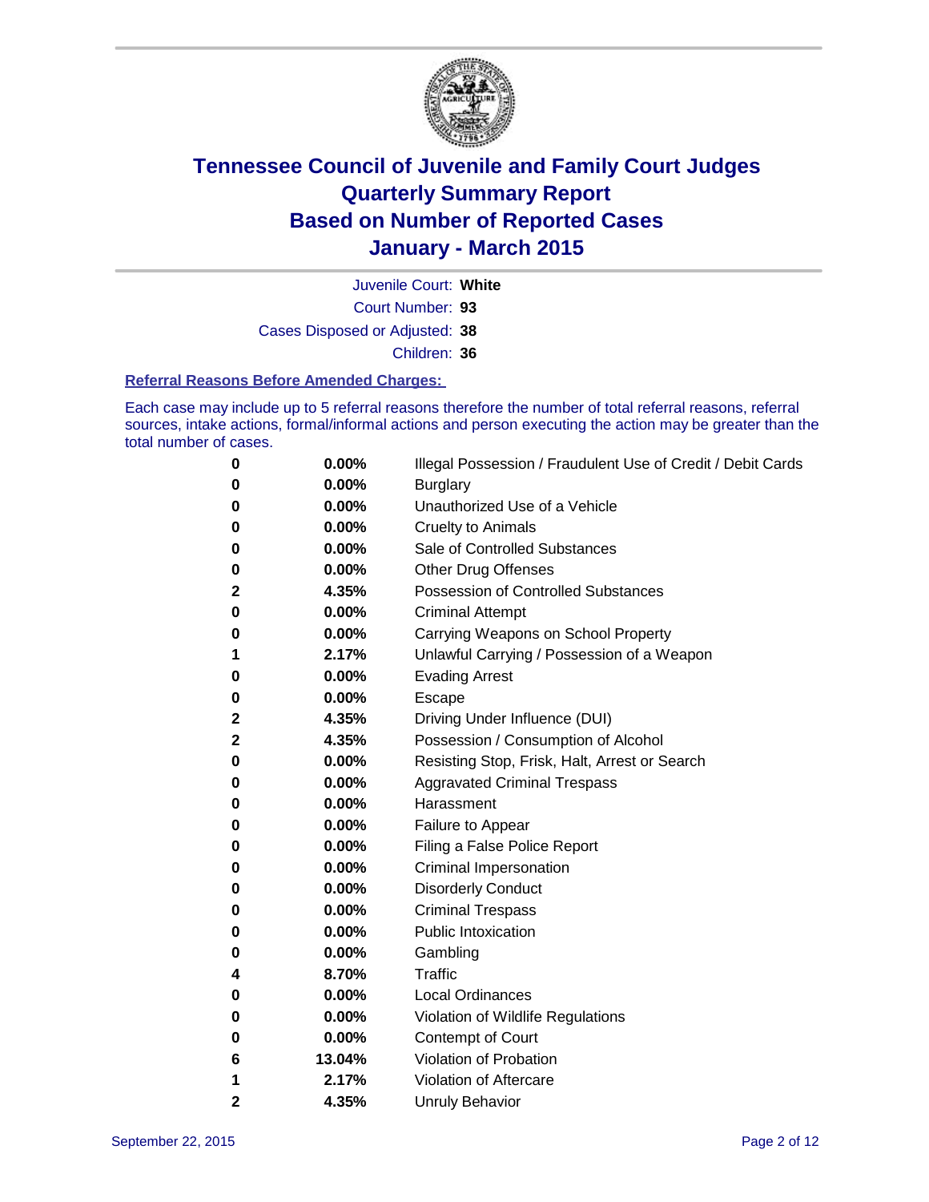# Tennessee Council of Juvenile and Family Court Judges
# Quarterly Summary Report
# Based on Number of Reported Cases
# January - March 2015

Juvenile Court: **White**

Court Number: **93**

Cases Disposed or Adjusted: **38**

Children: **36**

### Referral Reasons Before Amended Charges:

Each case may include up to 5 referral reasons therefore the number of total referral reasons, referral sources, intake actions, formal/informal actions and person executing the action may be greater than the total number of cases.

| Count | Percent | Referral Reason |
|---|---|---|
| **0** | **0.00%** | Illegal Possession / Fraudulent Use of Credit / Debit Cards |
| **0** | **0.00%** | Burglary |
| **0** | **0.00%** | Unauthorized Use of a Vehicle |
| **0** | **0.00%** | Cruelty to Animals |
| **0** | **0.00%** | Sale of Controlled Substances |
| **0** | **0.00%** | Other Drug Offenses |
| **2** | **4.35%** | Possession of Controlled Substances |
| **0** | **0.00%** | Criminal Attempt |
| **0** | **0.00%** | Carrying Weapons on School Property |
| **1** | **2.17%** | Unlawful Carrying / Possession of a Weapon |
| **0** | **0.00%** | Evading Arrest |
| **0** | **0.00%** | Escape |
| **2** | **4.35%** | Driving Under Influence (DUI) |
| **2** | **4.35%** | Possession / Consumption of Alcohol |
| **0** | **0.00%** | Resisting Stop, Frisk, Halt, Arrest or Search |
| **0** | **0.00%** | Aggravated Criminal Trespass |
| **0** | **0.00%** | Harassment |
| **0** | **0.00%** | Failure to Appear |
| **0** | **0.00%** | Filing a False Police Report |
| **0** | **0.00%** | Criminal Impersonation |
| **0** | **0.00%** | Disorderly Conduct |
| **0** | **0.00%** | Criminal Trespass |
| **0** | **0.00%** | Public Intoxication |
| **0** | **0.00%** | Gambling |
| **4** | **8.70%** | Traffic |
| **0** | **0.00%** | Local Ordinances |
| **0** | **0.00%** | Violation of Wildlife Regulations |
| **0** | **0.00%** | Contempt of Court |
| **6** | **13.04%** | Violation of Probation |
| **1** | **2.17%** | Violation of Aftercare |
| **2** | **4.35%** | Unruly Behavior |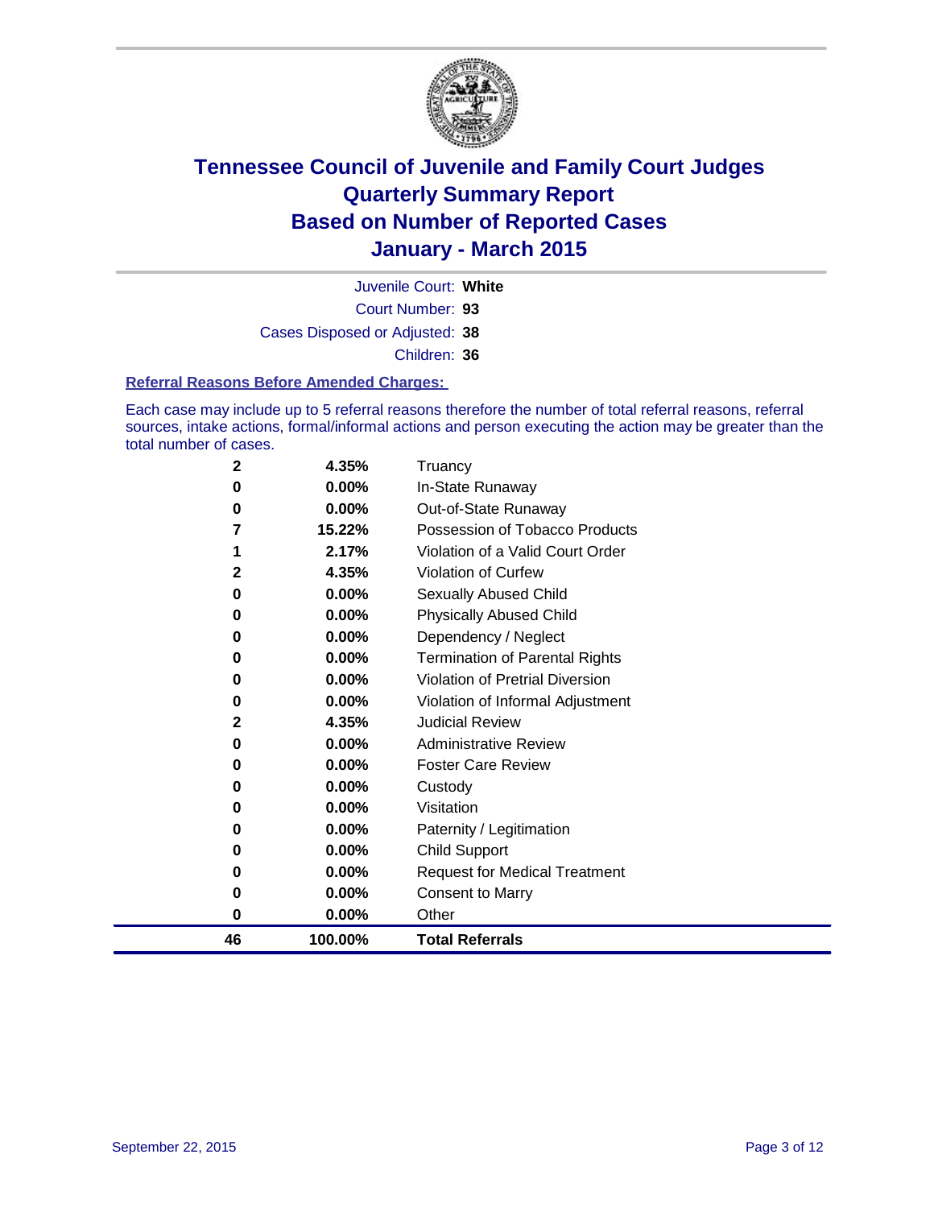# Tennessee Council of Juvenile and Family Court Judges
## Quarterly Summary Report
## Based on Number of Reported Cases
## January - March 2015

Juvenile Court: **White**

Court Number: **93**

Cases Disposed or Adjusted: **38**

Children: **36**

### Referral Reasons Before Amended Charges:

Each case may include up to 5 referral reasons therefore the number of total referral reasons, referral sources, intake actions, formal/informal actions and person executing the action may be greater than the total number of cases.

| Count | Percent | Referral Reason |
|---|---|---|
| 2 | 4.35% | Truancy |
| 0 | 0.00% | In-State Runaway |
| 0 | 0.00% | Out-of-State Runaway |
| 7 | 15.22% | Possession of Tobacco Products |
| 1 | 2.17% | Violation of a Valid Court Order |
| 2 | 4.35% | Violation of Curfew |
| 0 | 0.00% | Sexually Abused Child |
| 0 | 0.00% | Physically Abused Child |
| 0 | 0.00% | Dependency / Neglect |
| 0 | 0.00% | Termination of Parental Rights |
| 0 | 0.00% | Violation of Pretrial Diversion |
| 0 | 0.00% | Violation of Informal Adjustment |
| 2 | 4.35% | Judicial Review |
| 0 | 0.00% | Administrative Review |
| 0 | 0.00% | Foster Care Review |
| 0 | 0.00% | Custody |
| 0 | 0.00% | Visitation |
| 0 | 0.00% | Paternity / Legitimation |
| 0 | 0.00% | Child Support |
| 0 | 0.00% | Request for Medical Treatment |
| 0 | 0.00% | Consent to Marry |
| 0 | 0.00% | Other |
| **46** | **100.00%** | **Total Referrals** |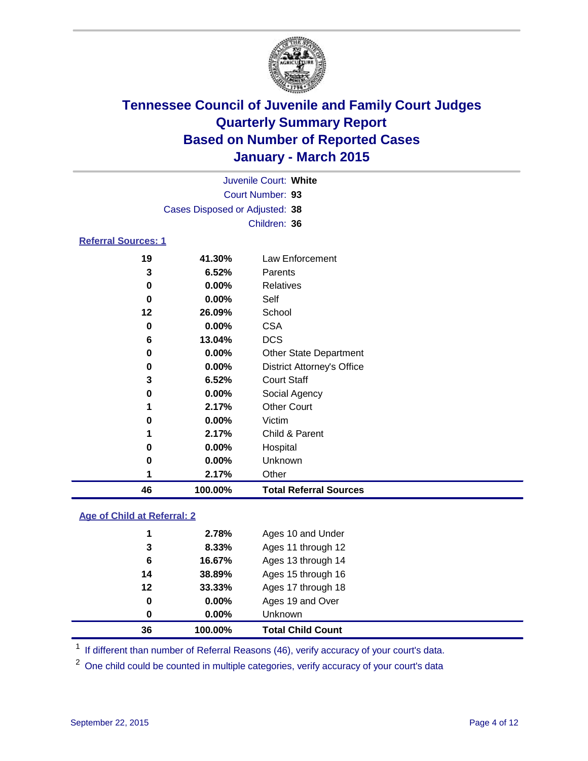# Tennessee Council of Juvenile and Family Court Judges
# Quarterly Summary Report
# Based on Number of Reported Cases
# January - March 2015

Juvenile Court: **White**

Court Number: **93**

Cases Disposed or Adjusted: **38**

Children: **36**

**Referral Sources: 1**

| Count | Percent | Source |
|---|---|---|
| 19 | 41.30% | Law Enforcement |
| 3 | 6.52% | Parents |
| 0 | 0.00% | Relatives |
| 0 | 0.00% | Self |
| 12 | 26.09% | School |
| 0 | 0.00% | CSA |
| 6 | 13.04% | DCS |
| 0 | 0.00% | Other State Department |
| 0 | 0.00% | District Attorney's Office |
| 3 | 6.52% | Court Staff |
| 0 | 0.00% | Social Agency |
| 1 | 2.17% | Other Court |
| 0 | 0.00% | Victim |
| 1 | 2.17% | Child & Parent |
| 0 | 0.00% | Hospital |
| 0 | 0.00% | Unknown |
| 1 | 2.17% | Other |
| **46** | **100.00%** | **Total Referral Sources** |

**Age of Child at Referral: 2**

| Count | Percent | Age |
|---|---|---|
| 1 | 2.78% | Ages 10 and Under |
| 3 | 8.33% | Ages 11 through 12 |
| 6 | 16.67% | Ages 13 through 14 |
| 14 | 38.89% | Ages 15 through 16 |
| 12 | 33.33% | Ages 17 through 18 |
| 0 | 0.00% | Ages 19 and Over |
| 0 | 0.00% | Unknown |
| **36** | **100.00%** | **Total Child Count** |

[1] If different than number of Referral Reasons (46), verify accuracy of your court's data.

[2] One child could be counted in multiple categories, verify accuracy of your court's data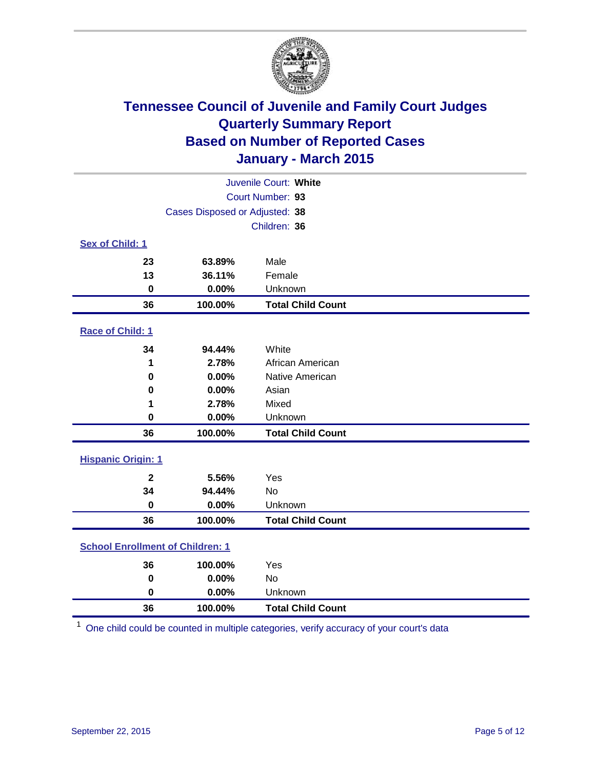# Tennessee Council of Juvenile and Family Court Judges
## Quarterly Summary Report
## Based on Number of Reported Cases
## January - March 2015

Juvenile Court: **White**
Court Number: **93**
Cases Disposed or Adjusted: **38**
Children: **36**

### Sex of Child: 1

| | | |
|---|---|---|
| **23** | **63.89%** | Male |
| **13** | **36.11%** | Female |
| **0** | **0.00%** | Unknown |
| **36** | **100.00%** | **Total Child Count** |

### Race of Child: 1

| | | |
|---|---|---|
| **34** | **94.44%** | White |
| **1** | **2.78%** | African American |
| **0** | **0.00%** | Native American |
| **0** | **0.00%** | Asian |
| **1** | **2.78%** | Mixed |
| **0** | **0.00%** | Unknown |
| **36** | **100.00%** | **Total Child Count** |

### Hispanic Origin: 1

| | | |
|---|---|---|
| **2** | **5.56%** | Yes |
| **34** | **94.44%** | No |
| **0** | **0.00%** | Unknown |
| **36** | **100.00%** | **Total Child Count** |

### School Enrollment of Children: 1

| | | |
|---|---|---|
| **36** | **100.00%** | Yes |
| **0** | **0.00%** | No |
| **0** | **0.00%** | Unknown |
| **36** | **100.00%** | **Total Child Count** |

[1] One child could be counted in multiple categories, verify accuracy of your court's data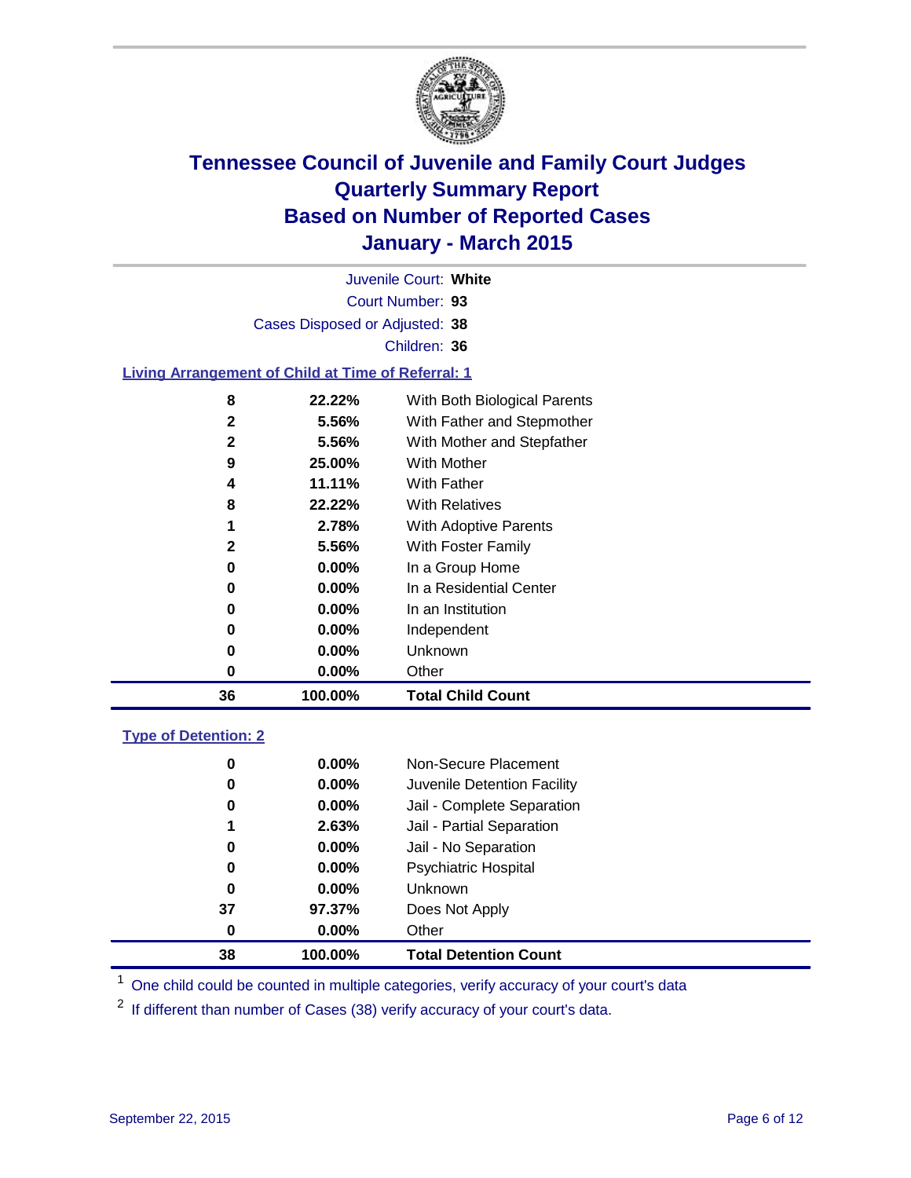# Tennessee Council of Juvenile and Family Court Judges
# Quarterly Summary Report
# Based on Number of Reported Cases
# January - March 2015

Juvenile Court: **White**
Court Number: **93**
Cases Disposed or Adjusted: **38**
Children: **36**

## Living Arrangement of Child at Time of Referral: 1

| Count | Percent | Category |
|---|---|---|
| 8 | 22.22% | With Both Biological Parents |
| 2 | 5.56% | With Father and Stepmother |
| 2 | 5.56% | With Mother and Stepfather |
| 9 | 25.00% | With Mother |
| 4 | 11.11% | With Father |
| 8 | 22.22% | With Relatives |
| 1 | 2.78% | With Adoptive Parents |
| 2 | 5.56% | With Foster Family |
| 0 | 0.00% | In a Group Home |
| 0 | 0.00% | In a Residential Center |
| 0 | 0.00% | In an Institution |
| 0 | 0.00% | Independent |
| 0 | 0.00% | Unknown |
| 0 | 0.00% | Other |
| **36** | **100.00%** | **Total Child Count** |

## Type of Detention: 2

| Count | Percent | Category |
|---|---|---|
| 0 | 0.00% | Non-Secure Placement |
| 0 | 0.00% | Juvenile Detention Facility |
| 0 | 0.00% | Jail - Complete Separation |
| 1 | 2.63% | Jail - Partial Separation |
| 0 | 0.00% | Jail - No Separation |
| 0 | 0.00% | Psychiatric Hospital |
| 0 | 0.00% | Unknown |
| 37 | 97.37% | Does Not Apply |
| 0 | 0.00% | Other |
| **38** | **100.00%** | **Total Detention Count** |

[1] One child could be counted in multiple categories, verify accuracy of your court's data

[2] If different than number of Cases (38) verify accuracy of your court's data.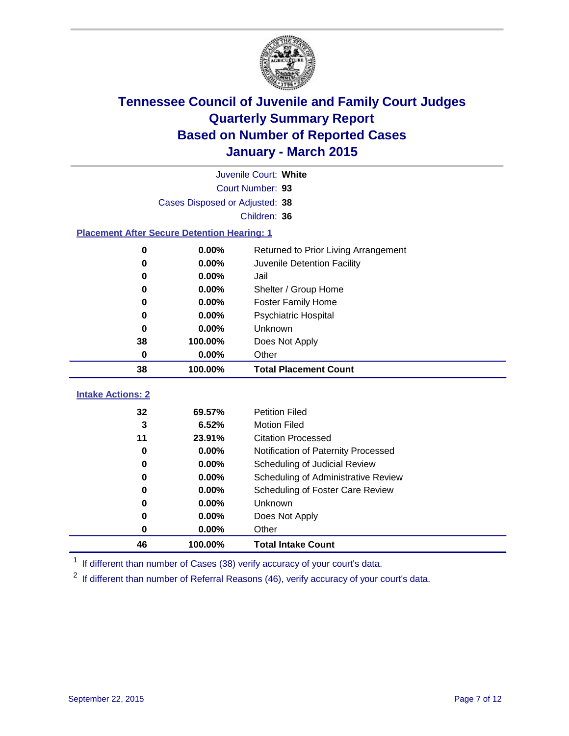# Tennessee Council of Juvenile and Family Court Judges
# Quarterly Summary Report
# Based on Number of Reported Cases
# January - March 2015

Juvenile Court: **White**
Court Number: **93**
Cases Disposed or Adjusted: **38**
Children: **36**

### Placement After Secure Detention Hearing: 1

| Count | Percent | Placement |
|---|---|---|
| 0 | 0.00% | Returned to Prior Living Arrangement |
| 0 | 0.00% | Juvenile Detention Facility |
| 0 | 0.00% | Jail |
| 0 | 0.00% | Shelter / Group Home |
| 0 | 0.00% | Foster Family Home |
| 0 | 0.00% | Psychiatric Hospital |
| 0 | 0.00% | Unknown |
| 38 | 100.00% | Does Not Apply |
| 0 | 0.00% | Other |
| **38** | **100.00%** | **Total Placement Count** |

### Intake Actions: 2

| Count | Percent | Intake Action |
|---|---|---|
| 32 | 69.57% | Petition Filed |
| 3 | 6.52% | Motion Filed |
| 11 | 23.91% | Citation Processed |
| 0 | 0.00% | Notification of Paternity Processed |
| 0 | 0.00% | Scheduling of Judicial Review |
| 0 | 0.00% | Scheduling of Administrative Review |
| 0 | 0.00% | Scheduling of Foster Care Review |
| 0 | 0.00% | Unknown |
| 0 | 0.00% | Does Not Apply |
| 0 | 0.00% | Other |
| **46** | **100.00%** | **Total Intake Count** |

[1] If different than number of Cases (38) verify accuracy of your court's data.

[2] If different than number of Referral Reasons (46), verify accuracy of your court's data.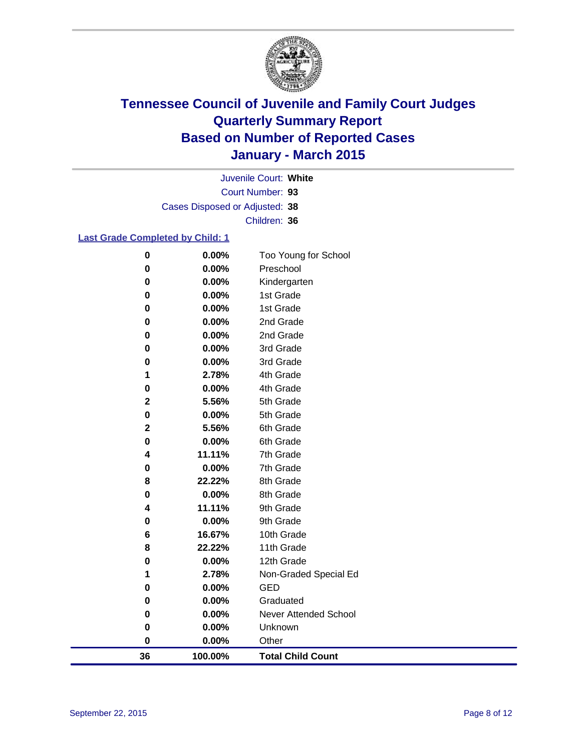# Tennessee Council of Juvenile and Family Court Judges
## Quarterly Summary Report
## Based on Number of Reported Cases
## January - March 2015

Juvenile Court: **White**

Court Number: **93**

Cases Disposed or Adjusted: **38**

Children: **36**

### Last Grade Completed by Child: 1

| Count | Percent | Grade |
|---|---|---|
| 0 | 0.00% | Too Young for School |
| 0 | 0.00% | Preschool |
| 0 | 0.00% | Kindergarten |
| 0 | 0.00% | 1st Grade |
| 0 | 0.00% | 1st Grade |
| 0 | 0.00% | 2nd Grade |
| 0 | 0.00% | 2nd Grade |
| 0 | 0.00% | 3rd Grade |
| 0 | 0.00% | 3rd Grade |
| 1 | 2.78% | 4th Grade |
| 0 | 0.00% | 4th Grade |
| 2 | 5.56% | 5th Grade |
| 0 | 0.00% | 5th Grade |
| 2 | 5.56% | 6th Grade |
| 0 | 0.00% | 6th Grade |
| 4 | 11.11% | 7th Grade |
| 0 | 0.00% | 7th Grade |
| 8 | 22.22% | 8th Grade |
| 0 | 0.00% | 8th Grade |
| 4 | 11.11% | 9th Grade |
| 0 | 0.00% | 9th Grade |
| 6 | 16.67% | 10th Grade |
| 8 | 22.22% | 11th Grade |
| 0 | 0.00% | 12th Grade |
| 1 | 2.78% | Non-Graded Special Ed |
| 0 | 0.00% | GED |
| 0 | 0.00% | Graduated |
| 0 | 0.00% | Never Attended School |
| 0 | 0.00% | Unknown |
| 0 | 0.00% | Other |
| **36** | **100.00%** | **Total Child Count** |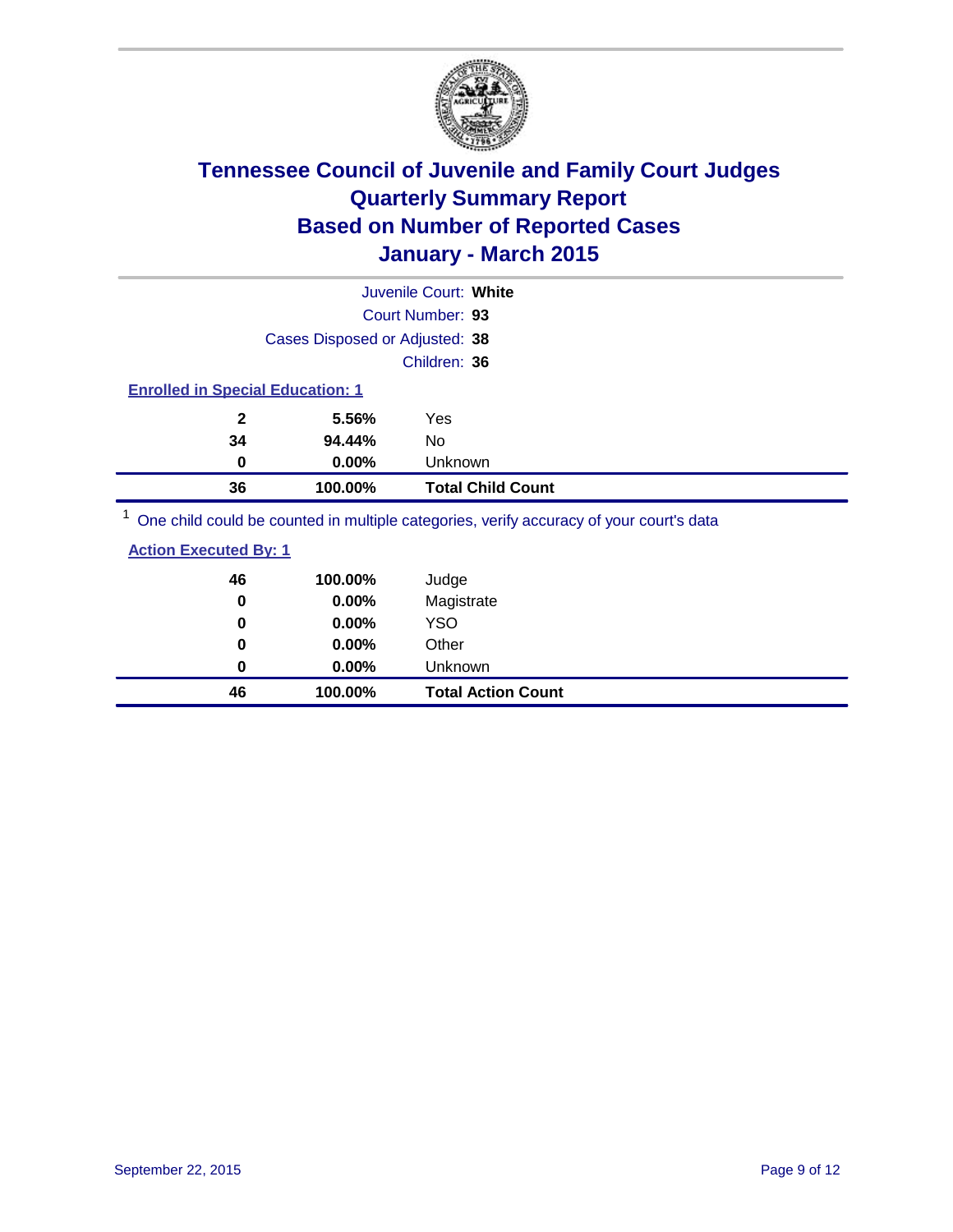# Tennessee Council of Juvenile and Family Court Judges
## Quarterly Summary Report
## Based on Number of Reported Cases
## January - March 2015

Juvenile Court: **White**

Court Number: **93**

Cases Disposed or Adjusted: **38**

Children: **36**

**Enrolled in Special Education: 1**

| | | |
|---|---|---|
| **2** | **5.56%** | Yes |
| **34** | **94.44%** | No |
| **0** | **0.00%** | Unknown |
| **36** | **100.00%** | **Total Child Count** |

[1] One child could be counted in multiple categories, verify accuracy of your court's data

**Action Executed By: 1**

| | | |
|---|---|---|
| **46** | **100.00%** | Judge |
| **0** | **0.00%** | Magistrate |
| **0** | **0.00%** | YSO |
| **0** | **0.00%** | Other |
| **0** | **0.00%** | Unknown |
| **46** | **100.00%** | **Total Action Count** |

September 22, 2015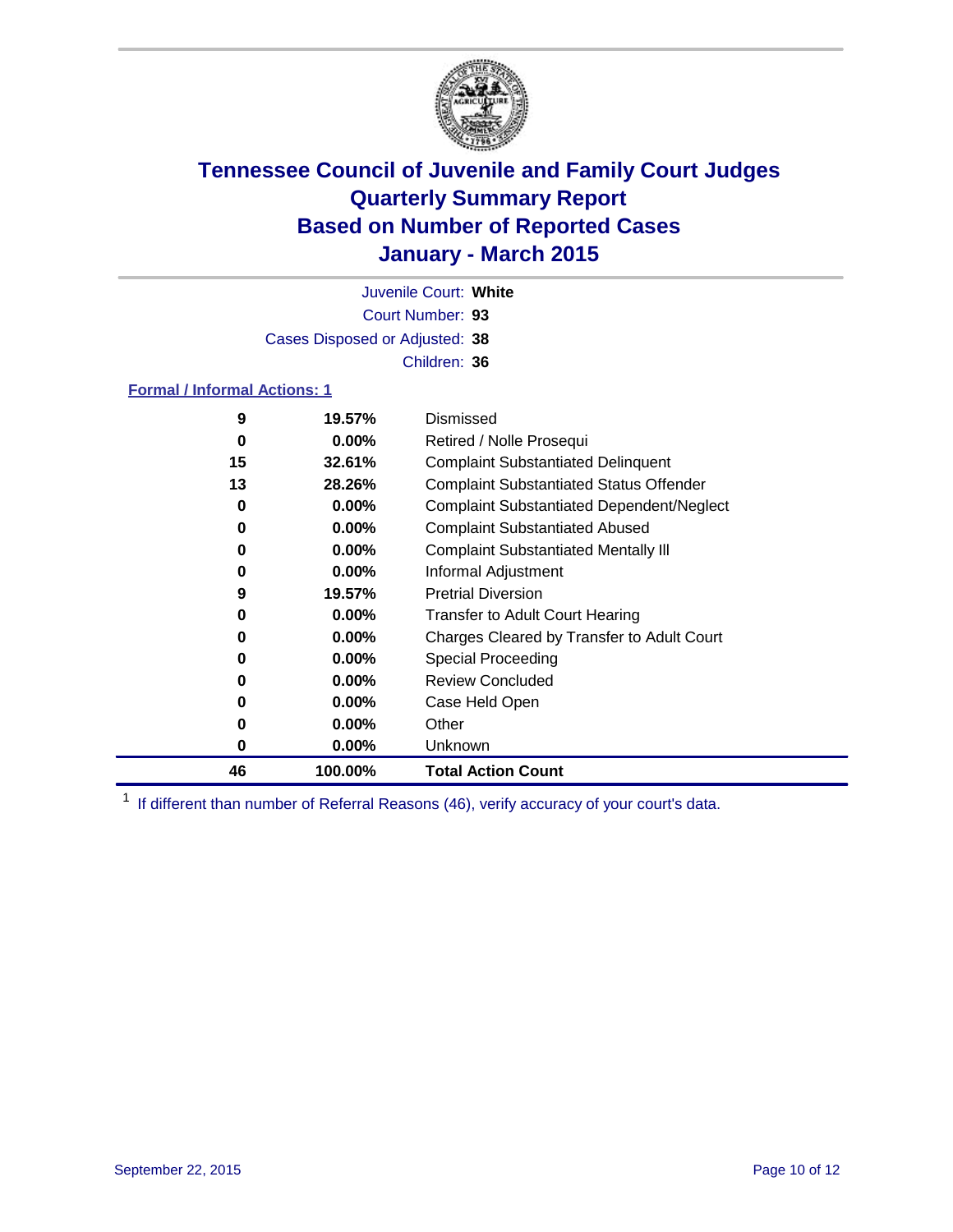# Tennessee Council of Juvenile and Family Court Judges
# Quarterly Summary Report
# Based on Number of Reported Cases
# January - March 2015

Juvenile Court: **White**

Court Number: **93**

Cases Disposed or Adjusted: **38**

Children: **36**

**Formal / Informal Actions: 1**

| Count | Percent | Action |
|---|---|---|
| 9 | 19.57% | Dismissed |
| 0 | 0.00% | Retired / Nolle Prosequi |
| 15 | 32.61% | Complaint Substantiated Delinquent |
| 13 | 28.26% | Complaint Substantiated Status Offender |
| 0 | 0.00% | Complaint Substantiated Dependent/Neglect |
| 0 | 0.00% | Complaint Substantiated Abused |
| 0 | 0.00% | Complaint Substantiated Mentally Ill |
| 0 | 0.00% | Informal Adjustment |
| 9 | 19.57% | Pretrial Diversion |
| 0 | 0.00% | Transfer to Adult Court Hearing |
| 0 | 0.00% | Charges Cleared by Transfer to Adult Court |
| 0 | 0.00% | Special Proceeding |
| 0 | 0.00% | Review Concluded |
| 0 | 0.00% | Case Held Open |
| 0 | 0.00% | Other |
| 0 | 0.00% | Unknown |
| **46** | **100.00%** | **Total Action Count** |

[1] If different than number of Referral Reasons (46), verify accuracy of your court's data.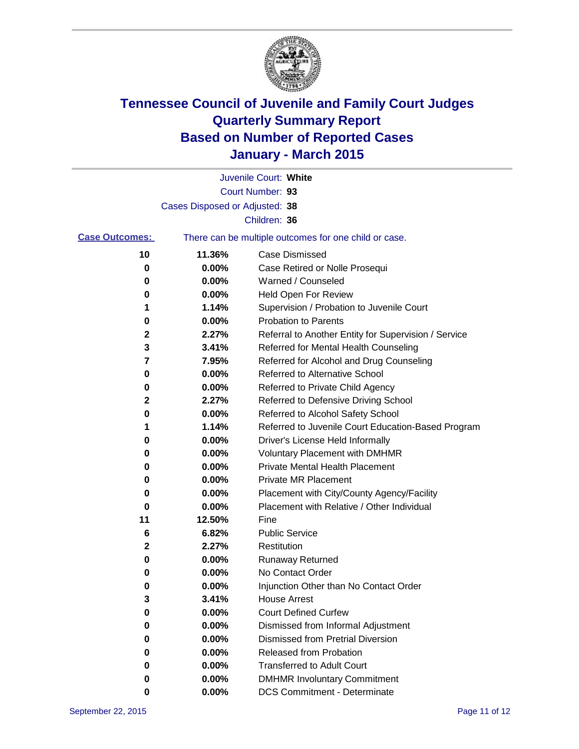# Tennessee Council of Juvenile and Family Court Judges
## Quarterly Summary Report
## Based on Number of Reported Cases
## January - March 2015

Juvenile Court: **White**

Court Number: **93**

Cases Disposed or Adjusted: **38**

Children: **36**

**Case Outcomes:** There can be multiple outcomes for one child or case.

| Count | Percent | Outcome |
|---|---|---|
| **10** | **11.36%** | Case Dismissed |
| **0** | **0.00%** | Case Retired or Nolle Prosequi |
| **0** | **0.00%** | Warned / Counseled |
| **0** | **0.00%** | Held Open For Review |
| **1** | **1.14%** | Supervision / Probation to Juvenile Court |
| **0** | **0.00%** | Probation to Parents |
| **2** | **2.27%** | Referral to Another Entity for Supervision / Service |
| **3** | **3.41%** | Referred for Mental Health Counseling |
| **7** | **7.95%** | Referred for Alcohol and Drug Counseling |
| **0** | **0.00%** | Referred to Alternative School |
| **0** | **0.00%** | Referred to Private Child Agency |
| **2** | **2.27%** | Referred to Defensive Driving School |
| **0** | **0.00%** | Referred to Alcohol Safety School |
| **1** | **1.14%** | Referred to Juvenile Court Education-Based Program |
| **0** | **0.00%** | Driver's License Held Informally |
| **0** | **0.00%** | Voluntary Placement with DMHMR |
| **0** | **0.00%** | Private Mental Health Placement |
| **0** | **0.00%** | Private MR Placement |
| **0** | **0.00%** | Placement with City/County Agency/Facility |
| **0** | **0.00%** | Placement with Relative / Other Individual |
| **11** | **12.50%** | Fine |
| **6** | **6.82%** | Public Service |
| **2** | **2.27%** | Restitution |
| **0** | **0.00%** | Runaway Returned |
| **0** | **0.00%** | No Contact Order |
| **0** | **0.00%** | Injunction Other than No Contact Order |
| **3** | **3.41%** | House Arrest |
| **0** | **0.00%** | Court Defined Curfew |
| **0** | **0.00%** | Dismissed from Informal Adjustment |
| **0** | **0.00%** | Dismissed from Pretrial Diversion |
| **0** | **0.00%** | Released from Probation |
| **0** | **0.00%** | Transferred to Adult Court |
| **0** | **0.00%** | DMHMR Involuntary Commitment |
| **0** | **0.00%** | DCS Commitment - Determinate |

September 22, 2015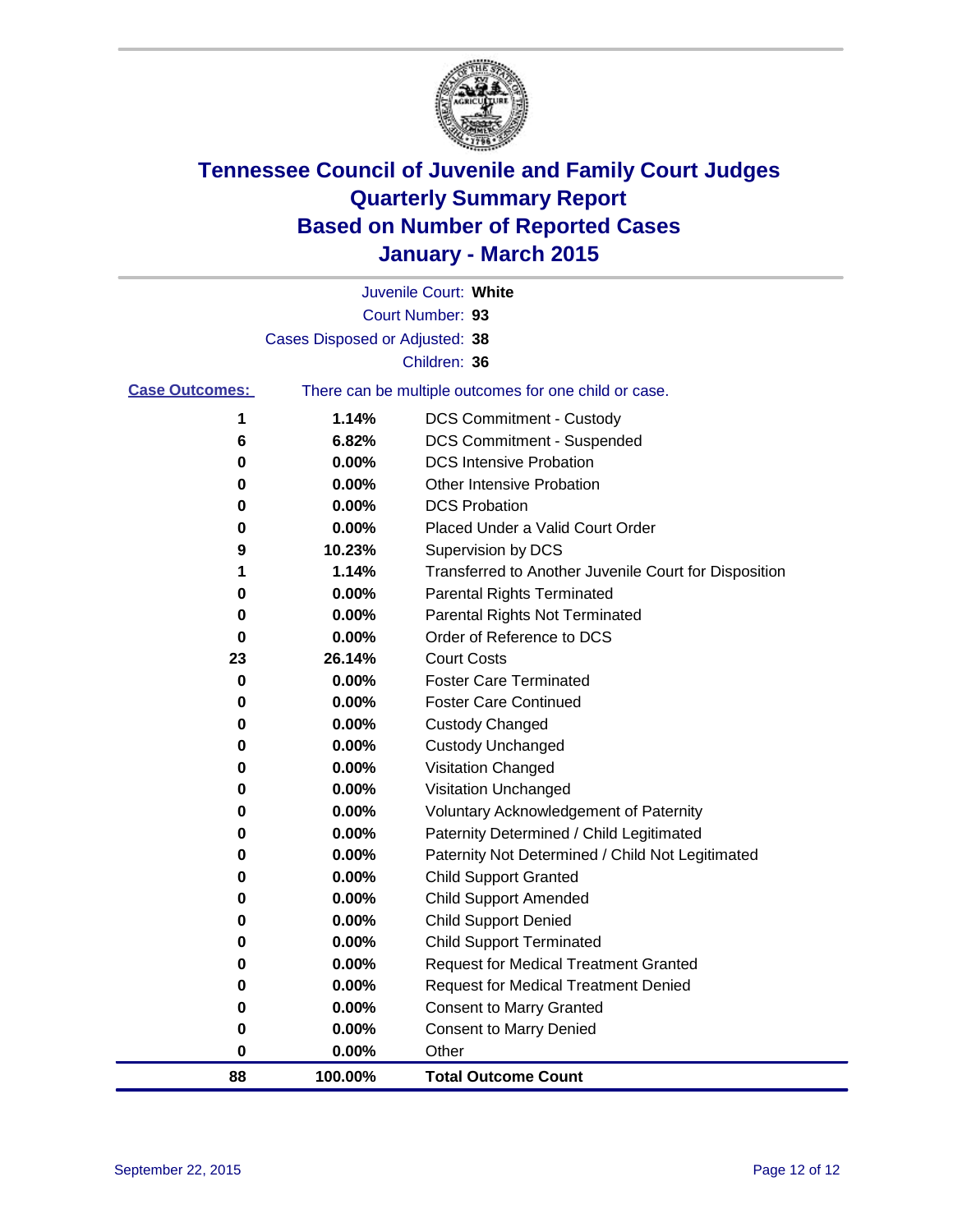# Tennessee Council of Juvenile and Family Court Judges
# Quarterly Summary Report
# Based on Number of Reported Cases
# January - March 2015

Juvenile Court: **White**

Court Number: **93**

Cases Disposed or Adjusted: **38**

Children: **36**

**Case Outcomes:** There can be multiple outcomes for one child or case.

| | | |
|---|---|---|
| **1** | **1.14%** | DCS Commitment - Custody |
| **6** | **6.82%** | DCS Commitment - Suspended |
| **0** | **0.00%** | DCS Intensive Probation |
| **0** | **0.00%** | Other Intensive Probation |
| **0** | **0.00%** | DCS Probation |
| **0** | **0.00%** | Placed Under a Valid Court Order |
| **9** | **10.23%** | Supervision by DCS |
| **1** | **1.14%** | Transferred to Another Juvenile Court for Disposition |
| **0** | **0.00%** | Parental Rights Terminated |
| **0** | **0.00%** | Parental Rights Not Terminated |
| **0** | **0.00%** | Order of Reference to DCS |
| **23** | **26.14%** | Court Costs |
| **0** | **0.00%** | Foster Care Terminated |
| **0** | **0.00%** | Foster Care Continued |
| **0** | **0.00%** | Custody Changed |
| **0** | **0.00%** | Custody Unchanged |
| **0** | **0.00%** | Visitation Changed |
| **0** | **0.00%** | Visitation Unchanged |
| **0** | **0.00%** | Voluntary Acknowledgement of Paternity |
| **0** | **0.00%** | Paternity Determined / Child Legitimated |
| **0** | **0.00%** | Paternity Not Determined / Child Not Legitimated |
| **0** | **0.00%** | Child Support Granted |
| **0** | **0.00%** | Child Support Amended |
| **0** | **0.00%** | Child Support Denied |
| **0** | **0.00%** | Child Support Terminated |
| **0** | **0.00%** | Request for Medical Treatment Granted |
| **0** | **0.00%** | Request for Medical Treatment Denied |
| **0** | **0.00%** | Consent to Marry Granted |
| **0** | **0.00%** | Consent to Marry Denied |
| **0** | **0.00%** | Other |
| **88** | **100.00%** | **Total Outcome Count** |

September 22, 2015